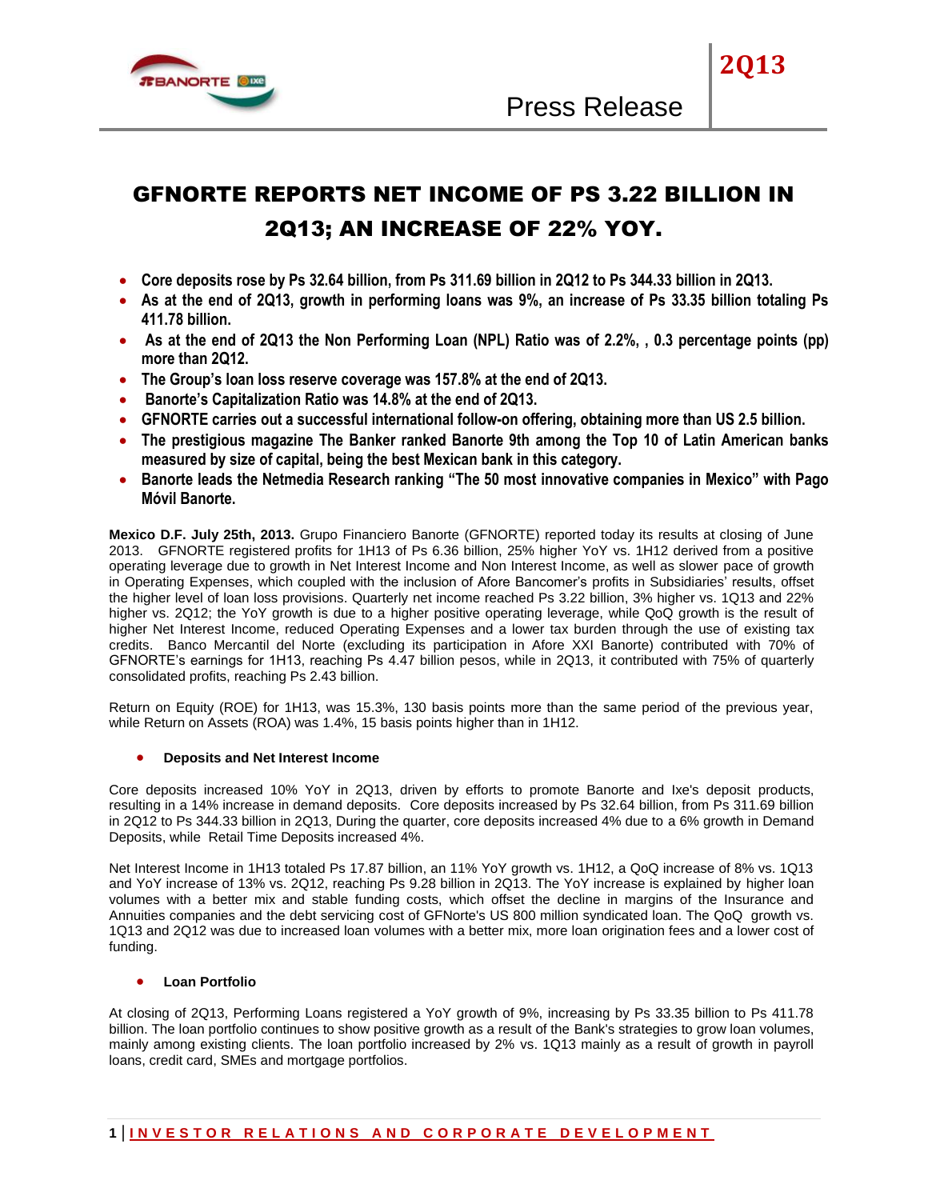# GFNORTE REPORTS NET INCOME OF PS 3.22 BILLION IN 2Q13; AN INCREASE OF 22% YOY.

- **Core deposits rose by Ps 32.64 billion, from Ps 311.69 billion in 2Q12 to Ps 344.33 billion in 2Q13.**
- **As at the end of 2Q13, growth in performing loans was 9%, an increase of Ps 33.35 billion totaling Ps 411.78 billion.**
- **As at the end of 2Q13 the Non Performing Loan (NPL) Ratio was of 2.2%, , 0.3 percentage points (pp) more than 2Q12.**
- **The Group's loan loss reserve coverage was 157.8% at the end of 2Q13.**
- **Banorte's Capitalization Ratio was 14.8% at the end of 2Q13.**
- **GFNORTE carries out a successful international follow-on offering, obtaining more than US 2.5 billion.**
- **The prestigious magazine The Banker ranked Banorte 9th among the Top 10 of Latin American banks measured by size of capital, being the best Mexican bank in this category.**
- **Banorte leads the Netmedia Research ranking "The 50 most innovative companies in Mexico" with Pago Móvil Banorte.**

**Mexico D.F. July 25th, 2013.** Grupo Financiero Banorte (GFNORTE) reported today its results at closing of June 2013. GFNORTE registered profits for 1H13 of Ps 6.36 billion, 25% higher YoY vs. 1H12 derived from a positive operating leverage due to growth in Net Interest Income and Non Interest Income, as well as slower pace of growth in Operating Expenses, which coupled with the inclusion of Afore Bancomer's profits in Subsidiaries' results, offset the higher level of loan loss provisions. Quarterly net income reached Ps 3.22 billion, 3% higher vs. 1Q13 and 22% higher vs. 2Q12; the YoY growth is due to a higher positive operating leverage, while QoQ growth is the result of higher Net Interest Income, reduced Operating Expenses and a lower tax burden through the use of existing tax credits. Banco Mercantil del Norte (excluding its participation in Afore XXI Banorte) contributed with 70% of GFNORTE's earnings for 1H13, reaching Ps 4.47 billion pesos, while in 2Q13, it contributed with 75% of quarterly consolidated profits, reaching Ps 2.43 billion.

Return on Equity (ROE) for 1H13, was 15.3%, 130 basis points more than the same period of the previous year, while Return on Assets (ROA) was 1.4%, 15 basis points higher than in 1H12.

- **Deposits and Net Interest Income**

Core deposits increased 10% YoY in 2Q13, driven by efforts to promote Banorte and Ixe's deposit products, resulting in a 14% increase in demand deposits. Core deposits increased by Ps 32.64 billion, from Ps 311.69 billion in 2Q12 to Ps 344.33 billion in 2Q13, During the quarter, core deposits increased 4% due to a 6% growth in Demand Deposits, while Retail Time Deposits increased 4%.

Net Interest Income in 1H13 totaled Ps 17.87 billion, an 11% YoY growth vs. 1H12, a QoQ increase of 8% vs. 1Q13 and YoY increase of 13% vs. 2Q12, reaching Ps 9.28 billion in 2Q13. The YoY increase is explained by higher loan volumes with a better mix and stable funding costs, which offset the decline in margins of the Insurance and Annuities companies and the debt servicing cost of GFNorte's US 800 million syndicated loan. The QoQ growth vs. 1Q13 and 2Q12 was due to increased loan volumes with a better mix, more loan origination fees and a lower cost of funding.

- **Loan Portfolio**

At closing of 2Q13, Performing Loans registered a YoY growth of 9%, increasing by Ps 33.35 billion to Ps 411.78 billion. The loan portfolio continues to show positive growth as a result of the Bank's strategies to grow loan volumes, mainly among existing clients. The loan portfolio increased by 2% vs. 1Q13 mainly as a result of growth in payroll loans, credit card, SMEs and mortgage portfolios.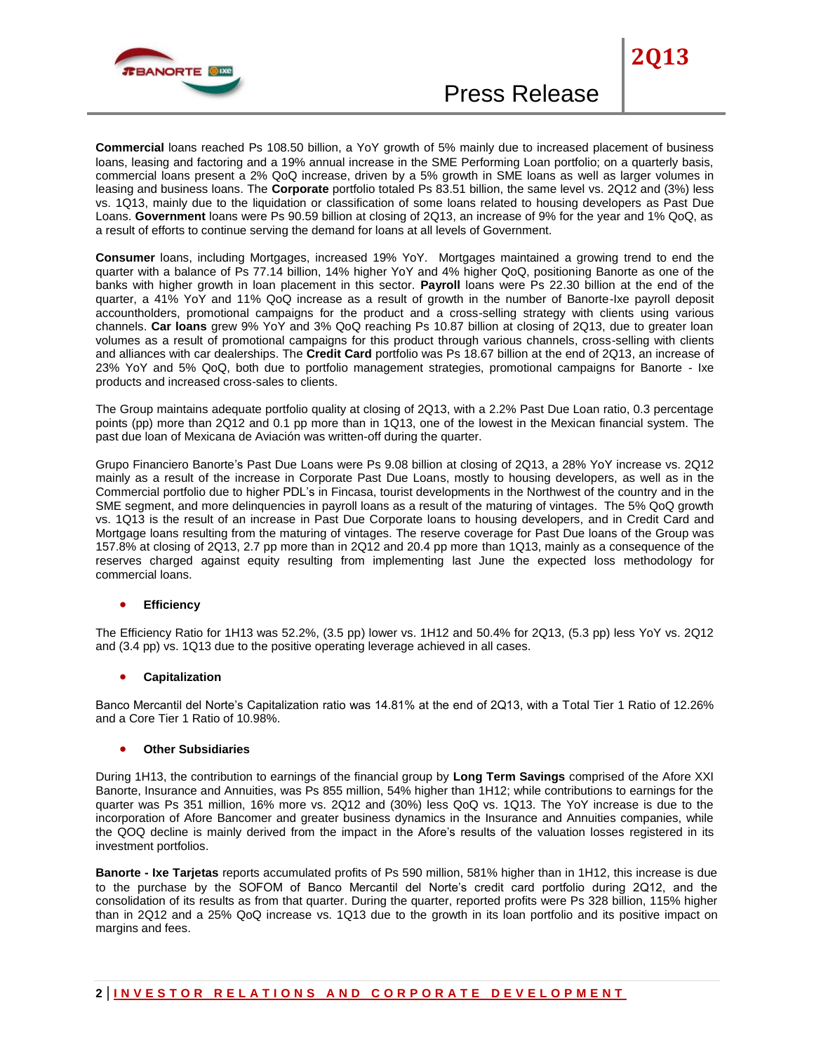**Commercial** loans reached Ps 108.50 billion, a YoY growth of 5% mainly due to increased placement of business loans, leasing and factoring and a 19% annual increase in the SME Performing Loan portfolio; on a quarterly basis, commercial loans present a 2% QoQ increase, driven by a 5% growth in SME loans as well as larger volumes in leasing and business loans. The **Corporate** portfolio totaled Ps 83.51 billion, the same level vs. 2Q12 and (3%) less vs. 1Q13, mainly due to the liquidation or classification of some loans related to housing developers as Past Due Loans. **Government** loans were Ps 90.59 billion at closing of 2Q13, an increase of 9% for the year and 1% QoQ, as a result of efforts to continue serving the demand for loans at all levels of Government.

**Consumer** loans, including Mortgages, increased 19% YoY. Mortgages maintained a growing trend to end the quarter with a balance of Ps 77.14 billion, 14% higher YoY and 4% higher QoQ, positioning Banorte as one of the banks with higher growth in loan placement in this sector. **Payroll** loans were Ps 22.30 billion at the end of the quarter, a 41% YoY and 11% QoQ increase as a result of growth in the number of Banorte-Ixe payroll deposit accountholders, promotional campaigns for the product and a cross-selling strategy with clients using various channels. **Car loans** grew 9% YoY and 3% QoQ reaching Ps 10.87 billion at closing of 2Q13, due to greater loan volumes as a result of promotional campaigns for this product through various channels, cross-selling with clients and alliances with car dealerships. The **Credit Card** portfolio was Ps 18.67 billion at the end of 2Q13, an increase of 23% YoY and 5% QoQ, both due to portfolio management strategies, promotional campaigns for Banorte - Ixe products and increased cross-sales to clients.

The Group maintains adequate portfolio quality at closing of 2Q13, with a 2.2% Past Due Loan ratio, 0.3 percentage points (pp) more than 2Q12 and 0.1 pp more than in 1Q13, one of the lowest in the Mexican financial system. The past due loan of Mexicana de Aviación was written-off during the quarter.

Grupo Financiero Banorte's Past Due Loans were Ps 9.08 billion at closing of 2Q13, a 28% YoY increase vs. 2Q12 mainly as a result of the increase in Corporate Past Due Loans, mostly to housing developers, as well as in the Commercial portfolio due to higher PDL's in Fincasa, tourist developments in the Northwest of the country and in the SME segment, and more delinquencies in payroll loans as a result of the maturing of vintages. The 5% QoQ growth vs. 1Q13 is the result of an increase in Past Due Corporate loans to housing developers, and in Credit Card and Mortgage loans resulting from the maturing of vintages. The reserve coverage for Past Due loans of the Group was 157.8% at closing of 2Q13, 2.7 pp more than in 2Q12 and 20.4 pp more than 1Q13, mainly as a consequence of the reserves charged against equity resulting from implementing last June the expected loss methodology for commercial loans.

- **Efficiency**

The Efficiency Ratio for 1H13 was 52.2%, (3.5 pp) lower vs. 1H12 and 50.4% for 2Q13, (5.3 pp) less YoY vs. 2Q12 and (3.4 pp) vs. 1Q13 due to the positive operating leverage achieved in all cases.

- **Capitalization**

Banco Mercantil del Norte's Capitalization ratio was 14.81% at the end of 2Q13, with a Total Tier 1 Ratio of 12.26% and a Core Tier 1 Ratio of 10.98%.

- **Other Subsidiaries**

During 1H13, the contribution to earnings of the financial group by **Long Term Savings** comprised of the Afore XXI Banorte, Insurance and Annuities, was Ps 855 million, 54% higher than 1H12; while contributions to earnings for the quarter was Ps 351 million, 16% more vs. 2Q12 and (30%) less QoQ vs. 1Q13. The YoY increase is due to the incorporation of Afore Bancomer and greater business dynamics in the Insurance and Annuities companies, while the QOQ decline is mainly derived from the impact in the Afore's results of the valuation losses registered in its investment portfolios.

**Banorte - Ixe Tarjetas** reports accumulated profits of Ps 590 million, 581% higher than in 1H12, this increase is due to the purchase by the SOFOM of Banco Mercantil del Norte's credit card portfolio during 2Q12, and the consolidation of its results as from that quarter. During the quarter, reported profits were Ps 328 billion, 115% higher than in 2Q12 and a 25% QoQ increase vs. 1Q13 due to the growth in its loan portfolio and its positive impact on margins and fees.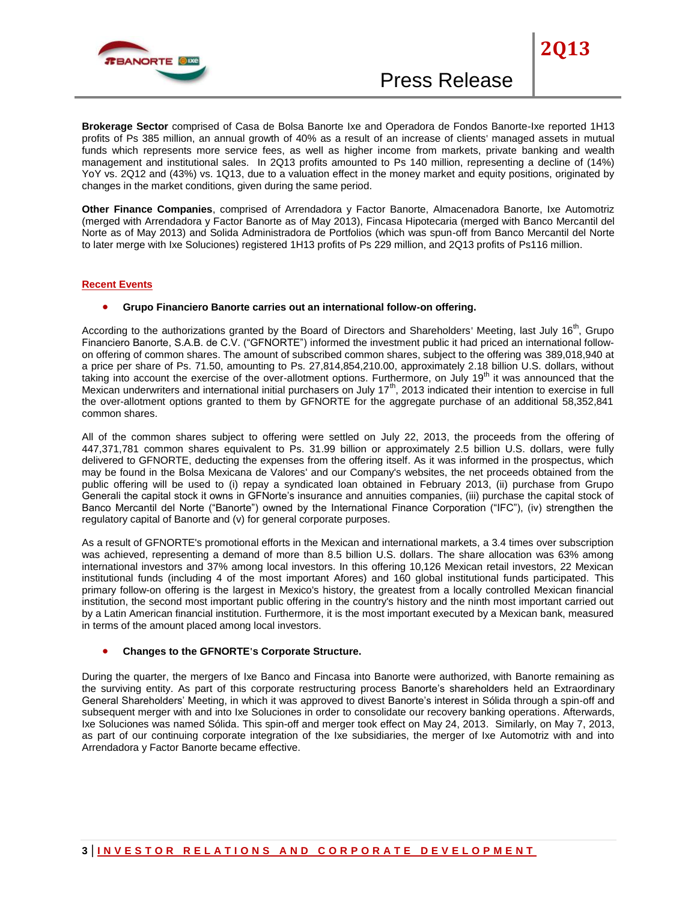**Brokerage Sector** comprised of Casa de Bolsa Banorte Ixe and Operadora de Fondos Banorte-Ixe reported 1H13 profits of Ps 385 million, an annual growth of 40% as a result of an increase of clients' managed assets in mutual funds which represents more service fees, as well as higher income from markets, private banking and wealth management and institutional sales. In 2Q13 profits amounted to Ps 140 million, representing a decline of (14%) YoY vs. 2Q12 and (43%) vs. 1Q13, due to a valuation effect in the money market and equity positions, originated by changes in the market conditions, given during the same period.

**Other Finance Companies**, comprised of Arrendadora y Factor Banorte, Almacenadora Banorte, Ixe Automotriz (merged with Arrendadora y Factor Banorte as of May 2013), Fincasa Hipotecaria (merged with Banco Mercantil del Norte as of May 2013) and Solida Administradora de Portfolios (which was spun-off from Banco Mercantil del Norte to later merge with Ixe Soluciones) registered 1H13 profits of Ps 229 million, and 2Q13 profits of Ps116 million.

## Recent Events

- **Grupo Financiero Banorte carries out an international follow-on offering.**

According to the authorizations granted by the Board of Directors and Shareholders' Meeting, last July 16th, Grupo Financiero Banorte, S.A.B. de C.V. ("GFNORTE") informed the investment public it had priced an international follow-on offering of common shares. The amount of subscribed common shares, subject to the offering was 389,018,940 at a price per share of Ps. 71.50, amounting to Ps. 27,814,854,210.00, approximately 2.18 billion U.S. dollars, without taking into account the exercise of the over-allotment options. Furthermore, on July 19th it was announced that the Mexican underwriters and international initial purchasers on July 17th, 2013 indicated their intention to exercise in full the over-allotment options granted to them by GFNORTE for the aggregate purchase of an additional 58,352,841 common shares.

All of the common shares subject to offering were settled on July 22, 2013, the proceeds from the offering of 447,371,781 common shares equivalent to Ps. 31.99 billion or approximately 2.5 billion U.S. dollars, were fully delivered to GFNORTE, deducting the expenses from the offering itself. As it was informed in the prospectus, which may be found in the Bolsa Mexicana de Valores' and our Company's websites, the net proceeds obtained from the public offering will be used to (i) repay a syndicated loan obtained in February 2013, (ii) purchase from Grupo Generali the capital stock it owns in GFNorte's insurance and annuities companies, (iii) purchase the capital stock of Banco Mercantil del Norte ("Banorte") owned by the International Finance Corporation ("IFC"), (iv) strengthen the regulatory capital of Banorte and (v) for general corporate purposes.

As a result of GFNORTE's promotional efforts in the Mexican and international markets, a 3.4 times over subscription was achieved, representing a demand of more than 8.5 billion U.S. dollars. The share allocation was 63% among international investors and 37% among local investors. In this offering 10,126 Mexican retail investors, 22 Mexican institutional funds (including 4 of the most important Afores) and 160 global institutional funds participated. This primary follow-on offering is the largest in Mexico's history, the greatest from a locally controlled Mexican financial institution, the second most important public offering in the country's history and the ninth most important carried out by a Latin American financial institution. Furthermore, it is the most important executed by a Mexican bank, measured in terms of the amount placed among local investors.

- **Changes to the GFNORTE's Corporate Structure.**

During the quarter, the mergers of Ixe Banco and Fincasa into Banorte were authorized, with Banorte remaining as the surviving entity. As part of this corporate restructuring process Banorte's shareholders held an Extraordinary General Shareholders' Meeting, in which it was approved to divest Banorte's interest in Sólida through a spin-off and subsequent merger with and into Ixe Soluciones in order to consolidate our recovery banking operations. Afterwards, Ixe Soluciones was named Sólida. This spin-off and merger took effect on May 24, 2013. Similarly, on May 7, 2013, as part of our continuing corporate integration of the Ixe subsidiaries, the merger of Ixe Automotriz with and into Arrendadora y Factor Banorte became effective.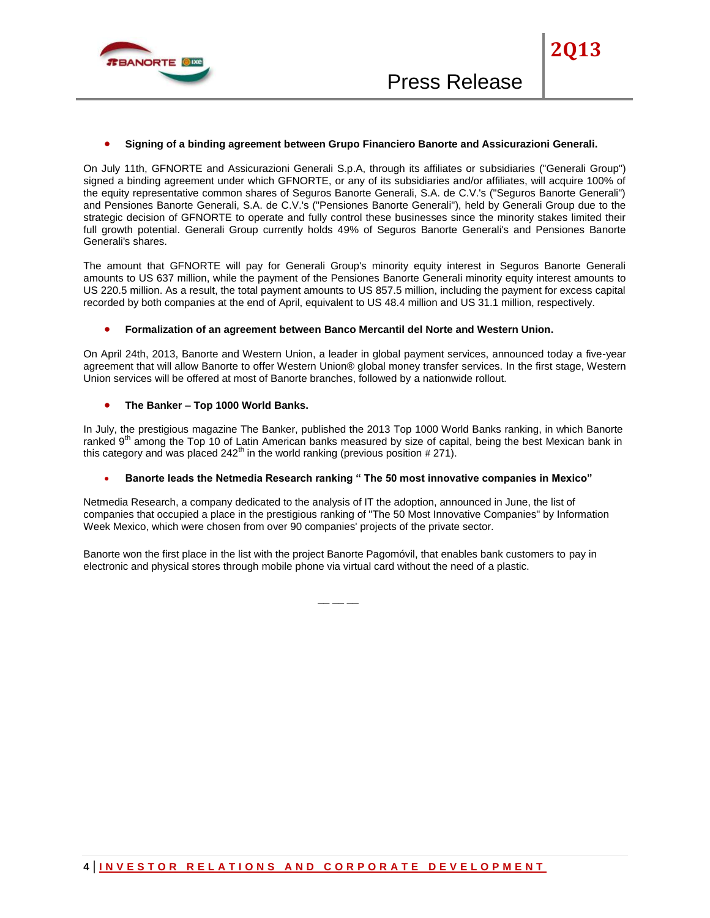- **Signing of a binding agreement between Grupo Financiero Banorte and Assicurazioni Generali.**

On July 11th, GFNORTE and Assicurazioni Generali S.p.A, through its affiliates or subsidiaries ("Generali Group") signed a binding agreement under which GFNORTE, or any of its subsidiaries and/or affiliates, will acquire 100% of the equity representative common shares of Seguros Banorte Generali, S.A. de C.V.'s ("Seguros Banorte Generali") and Pensiones Banorte Generali, S.A. de C.V.'s ("Pensiones Banorte Generali"), held by Generali Group due to the strategic decision of GFNORTE to operate and fully control these businesses since the minority stakes limited their full growth potential. Generali Group currently holds 49% of Seguros Banorte Generali's and Pensiones Banorte Generali's shares.

The amount that GFNORTE will pay for Generali Group's minority equity interest in Seguros Banorte Generali amounts to US 637 million, while the payment of the Pensiones Banorte Generali minority equity interest amounts to US 220.5 million. As a result, the total payment amounts to US 857.5 million, including the payment for excess capital recorded by both companies at the end of April, equivalent to US 48.4 million and US 31.1 million, respectively.

- **Formalization of an agreement between Banco Mercantil del Norte and Western Union.**

On April 24th, 2013, Banorte and Western Union, a leader in global payment services, announced today a five-year agreement that will allow Banorte to offer Western Union® global money transfer services. In the first stage, Western Union services will be offered at most of Banorte branches, followed by a nationwide rollout.

- **The Banker – Top 1000 World Banks.**

In July, the prestigious magazine The Banker, published the 2013 Top 1000 World Banks ranking, in which Banorte ranked 9th among the Top 10 of Latin American banks measured by size of capital, being the best Mexican bank in this category and was placed 242th in the world ranking (previous position # 271).

- **Banorte leads the Netmedia Research ranking " The 50 most innovative companies in Mexico"**

Netmedia Research, a company dedicated to the analysis of IT the adoption, announced in June, the list of companies that occupied a place in the prestigious ranking of "The 50 Most Innovative Companies" by Information Week Mexico, which were chosen from over 90 companies' projects of the private sector.

Banorte won the first place in the list with the project Banorte Pagomóvil, that enables bank customers to pay in electronic and physical stores through mobile phone via virtual card without the need of a plastic.

— — —